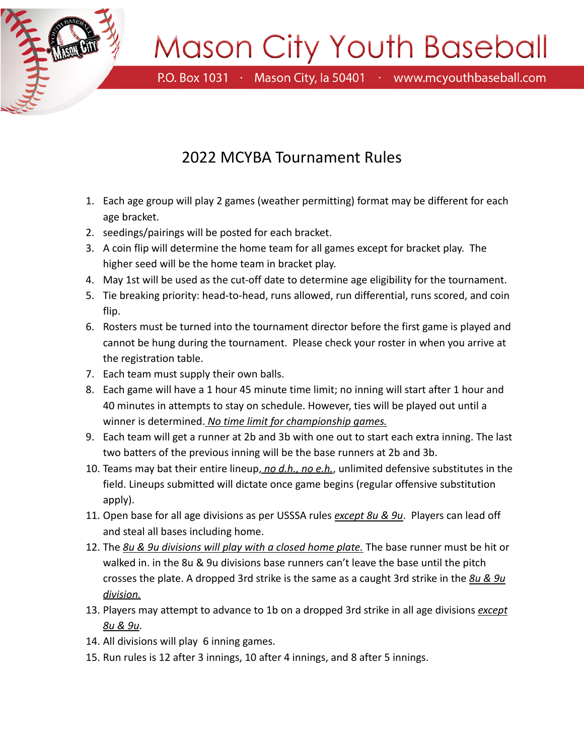# Mason City Youth Baseball

P.O. Box 1031 · Mason City, Ia 50401 · www.mcyouthbaseball.com

## 2022 MCYBA Tournament Rules

1. Each age group will play 2 games (weather permitting) format may be different for each age bracket.
2. seedings/pairings will be posted for each bracket.
3. A coin flip will determine the home team for all games except for bracket play. The higher seed will be the home team in bracket play.
4. May 1st will be used as the cut-off date to determine age eligibility for the tournament.
5. Tie breaking priority: head-to-head, runs allowed, run differential, runs scored, and coin flip.
6. Rosters must be turned into the tournament director before the first game is played and cannot be hung during the tournament. Please check your roster in when you arrive at the registration table.
7. Each team must supply their own balls.
8. Each game will have a 1 hour 45 minute time limit; no inning will start after 1 hour and 40 minutes in attempts to stay on schedule. However, ties will be played out until a winner is determined. *No time limit for championship games.*
9. Each team will get a runner at 2b and 3b with one out to start each extra inning. The last two batters of the previous inning will be the base runners at 2b and 3b.
10. Teams may bat their entire lineup, *no d.h., no e.h.*, unlimited defensive substitutes in the field. Lineups submitted will dictate once game begins (regular offensive substitution apply).
11. Open base for all age divisions as per USSSA rules *except 8u & 9u*. Players can lead off and steal all bases including home.
12. The *8u & 9u divisions will play with a closed home plate.* The base runner must be hit or walked in. in the 8u & 9u divisions base runners can't leave the base until the pitch crosses the plate. A dropped 3rd strike is the same as a caught 3rd strike in the *8u & 9u division.*
13. Players may attempt to advance to 1b on a dropped 3rd strike in all age divisions *except 8u & 9u*.
14. All divisions will play 6 inning games.
15. Run rules is 12 after 3 innings, 10 after 4 innings, and 8 after 5 innings.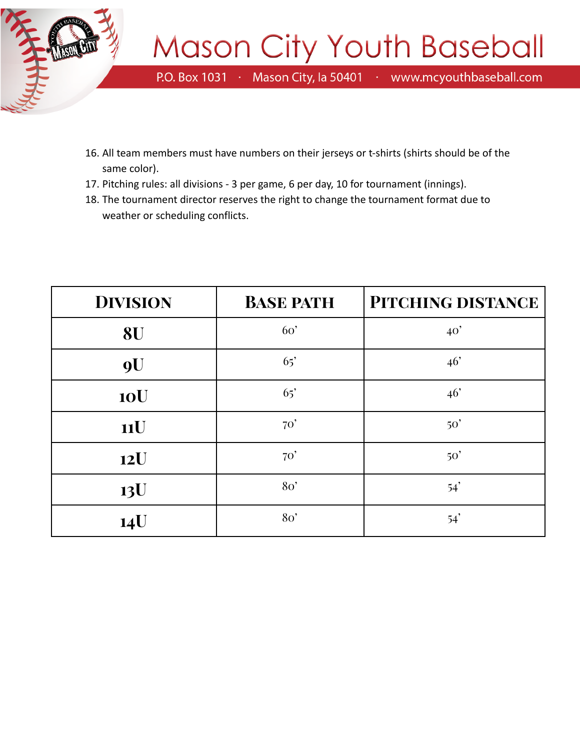# Mason City Youth Baseball

P.O. Box 1031 · Mason City, Ia 50401 · www.mcyouthbaseball.com

16. All team members must have numbers on their jerseys or t-shirts (shirts should be of the same color).
17. Pitching rules: all divisions - 3 per game, 6 per day, 10 for tournament (innings).
18. The tournament director reserves the right to change the tournament format due to weather or scheduling conflicts.

| Division | Base Path | Pitching Distance |
|---|---|---|
| 8U | 60' | 40' |
| 9U | 65' | 46' |
| 10U | 65' | 46' |
| 11U | 70' | 50' |
| 12U | 70' | 50' |
| 13U | 80' | 54' |
| 14U | 80' | 54' |